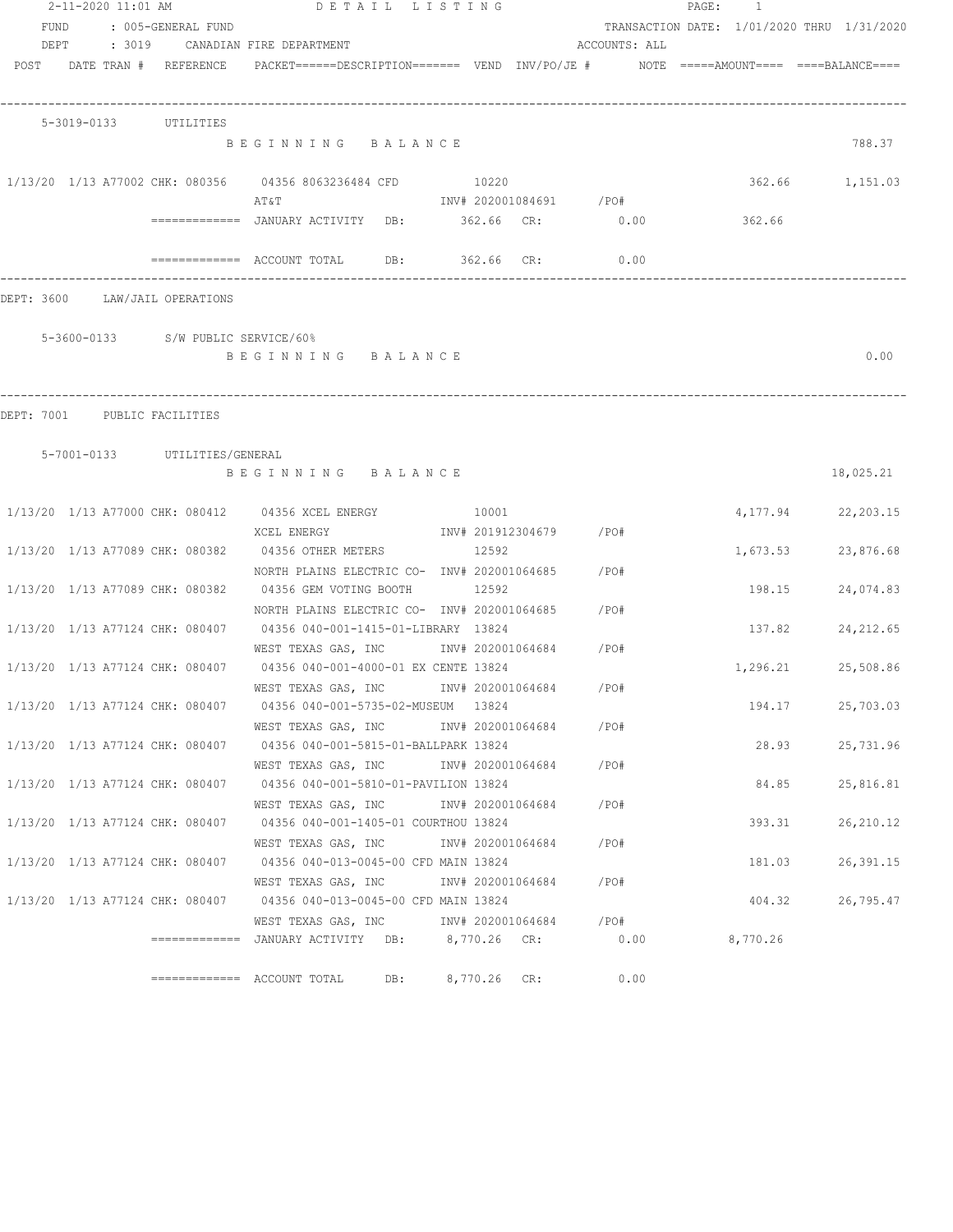2-11-2020 11:01 AM DETAIL LISTING

FUND : 005-GENERAL FUND TRANSACTION DATE: 1/01/2020 THRU 1/31/2020

DEPT : 3019 CANADIAN FIRE DEPARTMENT ACCOUNTS: ALL

| POST | DATE TRAN # | REFERENCE | PACKET======DESCRIPTION======= | VEND | INV/PO/JE # | NOTE | =====AMOUNT==== | ====BALANCE==== |
|---|---|---|---|---|---|---|---|---|
| 5-3019-0133 | UTILITIES | | | | | | | |
| | | | BEGINNING BALANCE | | | | | 788.37 |
| 1/13/20 | 1/13 A77002 | CHK: 080356 | 04356 8063236484 CFD | 10220 | | | 362.66 | 1,151.03 |
| | | | AT&T | | INV# 202001084691 /PO# | | | |
| | | ============= | JANUARY ACTIVITY DB: 362.66 CR: 0.00 | | | | 362.66 | |
| | | ============= | ACCOUNT TOTAL DB: 362.66 CR: 0.00 | | | | | |

DEPT: 3600 LAW/JAIL OPERATIONS

| POST | DATE TRAN # | REFERENCE | PACKET======DESCRIPTION======= | VEND | INV/PO/JE # | NOTE | =====AMOUNT==== | ====BALANCE==== |
|---|---|---|---|---|---|---|---|---|
| 5-3600-0133 | S/W PUBLIC SERVICE/60% | | | | | | | |
| | | | BEGINNING BALANCE | | | | | 0.00 |

DEPT: 7001 PUBLIC FACILITIES

| POST | DATE TRAN # | REFERENCE | PACKET======DESCRIPTION======= | VEND | INV/PO/JE # | NOTE | =====AMOUNT==== | ====BALANCE==== |
|---|---|---|---|---|---|---|---|---|
| 5-7001-0133 | UTILITIES/GENERAL | | | | | | | |
| | | | BEGINNING BALANCE | | | | | 18,025.21 |
| 1/13/20 | 1/13 A77000 | CHK: 080412 | 04356 XCEL ENERGY | 10001 | | | 4,177.94 | 22,203.15 |
| | | | XCEL ENERGY | | INV# 201912304679 /PO# | | | |
| 1/13/20 | 1/13 A77089 | CHK: 080382 | 04356 OTHER METERS | 12592 | | | 1,673.53 | 23,876.68 |
| | | | NORTH PLAINS ELECTRIC CO- | | INV# 202001064685 /PO# | | | |
| 1/13/20 | 1/13 A77089 | CHK: 080382 | 04356 GEM VOTING BOOTH | 12592 | | | 198.15 | 24,074.83 |
| | | | NORTH PLAINS ELECTRIC CO- | | INV# 202001064685 /PO# | | | |
| 1/13/20 | 1/13 A77124 | CHK: 080407 | 04356 040-001-1415-01-LIBRARY | 13824 | | | 137.82 | 24,212.65 |
| | | | WEST TEXAS GAS, INC | | INV# 202001064684 /PO# | | | |
| 1/13/20 | 1/13 A77124 | CHK: 080407 | 04356 040-001-4000-01 EX CENTE | 13824 | | | 1,296.21 | 25,508.86 |
| | | | WEST TEXAS GAS, INC | | INV# 202001064684 /PO# | | | |
| 1/13/20 | 1/13 A77124 | CHK: 080407 | 04356 040-001-5735-02-MUSEUM | 13824 | | | 194.17 | 25,703.03 |
| | | | WEST TEXAS GAS, INC | | INV# 202001064684 /PO# | | | |
| 1/13/20 | 1/13 A77124 | CHK: 080407 | 04356 040-001-5815-01-BALLPARK | 13824 | | | 28.93 | 25,731.96 |
| | | | WEST TEXAS GAS, INC | | INV# 202001064684 /PO# | | | |
| 1/13/20 | 1/13 A77124 | CHK: 080407 | 04356 040-001-5810-01-PAVILION | 13824 | | | 84.85 | 25,816.81 |
| | | | WEST TEXAS GAS, INC | | INV# 202001064684 /PO# | | | |
| 1/13/20 | 1/13 A77124 | CHK: 080407 | 04356 040-001-1405-01 COURTHOU | 13824 | | | 393.31 | 26,210.12 |
| | | | WEST TEXAS GAS, INC | | INV# 202001064684 /PO# | | | |
| 1/13/20 | 1/13 A77124 | CHK: 080407 | 04356 040-013-0045-00 CFD MAIN | 13824 | | | 181.03 | 26,391.15 |
| | | | WEST TEXAS GAS, INC | | INV# 202001064684 /PO# | | | |
| 1/13/20 | 1/13 A77124 | CHK: 080407 | 04356 040-013-0045-00 CFD MAIN | 13824 | | | 404.32 | 26,795.47 |
| | | | WEST TEXAS GAS, INC | | INV# 202001064684 /PO# | | | |
| | | ============= | JANUARY ACTIVITY DB: 8,770.26 CR: 0.00 | | | | 8,770.26 | |
| | | ============= | ACCOUNT TOTAL DB: 8,770.26 CR: 0.00 | | | | | |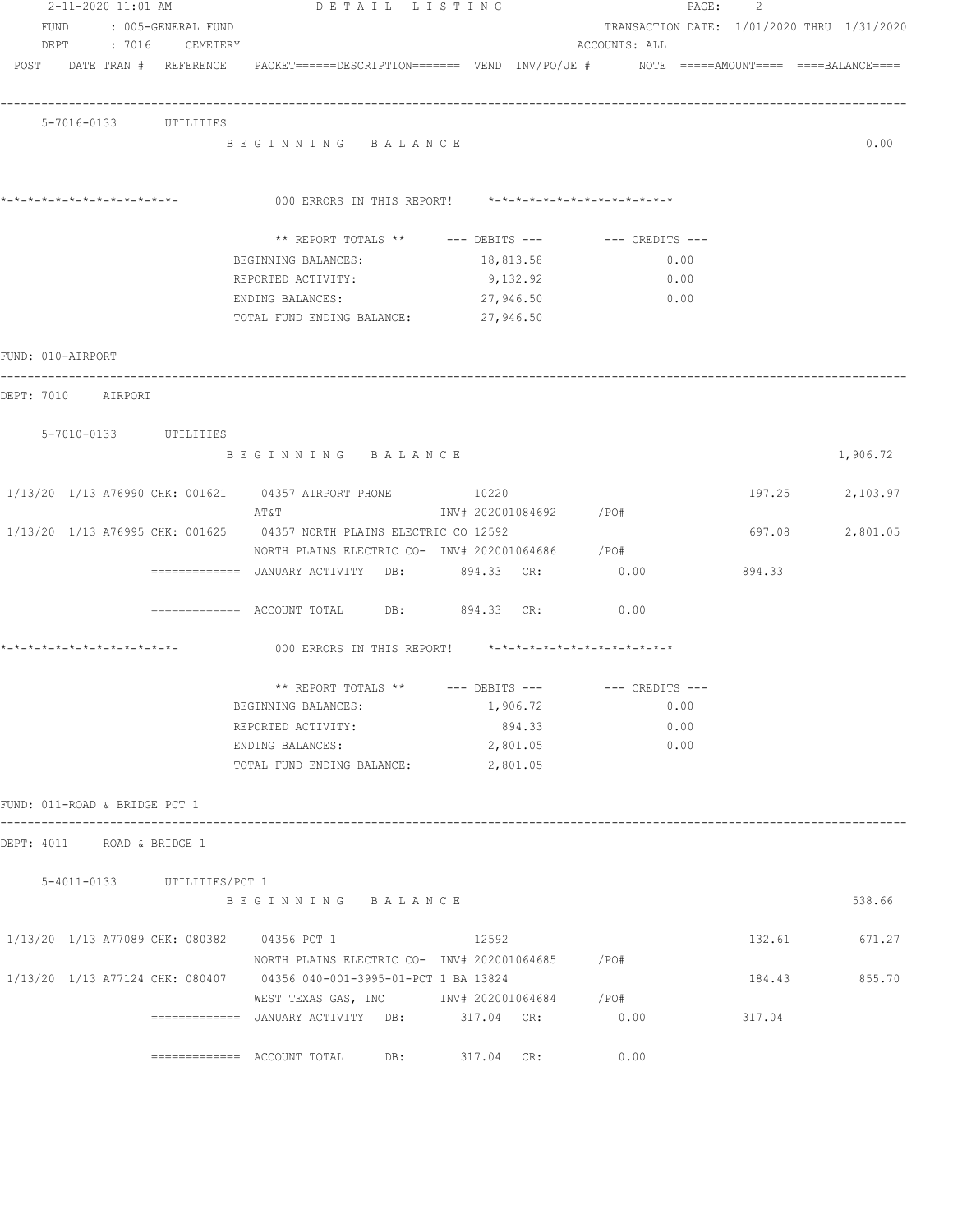DETAIL LISTING

FUND : 005-GENERAL FUND    TRANSACTION DATE: 1/01/2020 THRU 1/31/2020
DEPT : 7016 CEMETERY    ACCOUNTS: ALL

POST DATE TRAN # REFERENCE PACKET======DESCRIPTION======= VEND INV/PO/JE # NOTE =====AMOUNT==== ====BALANCE====

---

5-7016-0133 UTILITIES

B E G I N N I N G   B A L A N C E    0.00

*-*-*-*-*-*-*-*-*-*-*-*-*-    000 ERRORS IN THIS REPORT!    *-*-*-*-*-*-*-*-*-*-*-*-*-*

| ** REPORT TOTALS ** | --- DEBITS --- | --- CREDITS --- |
|---|---|---|
| BEGINNING BALANCES: | 18,813.58 | 0.00 |
| REPORTED ACTIVITY: | 9,132.92 | 0.00 |
| ENDING BALANCES: | 27,946.50 | 0.00 |
| TOTAL FUND ENDING BALANCE: | 27,946.50 | |

FUND: 010-AIRPORT

---

DEPT: 7010 AIRPORT

5-7010-0133 UTILITIES

B E G I N N I N G   B A L A N C E    1,906.72

| POST | DATE TRAN # | REFERENCE | DESCRIPTION | VEND | INV/PO/JE # | AMOUNT | BALANCE |
|---|---|---|---|---|---|---|---|
| 1/13/20 | 1/13 A76990 | CHK: 001621 | 04357 AIRPORT PHONE / AT&T | 10220 | INV# 202001084692 /PO# | 197.25 | 2,103.97 |
| 1/13/20 | 1/13 A76995 | CHK: 001625 | 04357 NORTH PLAINS ELECTRIC CO / NORTH PLAINS ELECTRIC CO- | 12592 | INV# 202001064686 /PO# | 697.08 | 2,801.05 |

============= JANUARY ACTIVITY DB: 894.33 CR: 0.00    894.33

============= ACCOUNT TOTAL DB: 894.33 CR: 0.00

*-*-*-*-*-*-*-*-*-*-*-*-*-    000 ERRORS IN THIS REPORT!    *-*-*-*-*-*-*-*-*-*-*-*-*-*

| ** REPORT TOTALS ** | --- DEBITS --- | --- CREDITS --- |
|---|---|---|
| BEGINNING BALANCES: | 1,906.72 | 0.00 |
| REPORTED ACTIVITY: | 894.33 | 0.00 |
| ENDING BALANCES: | 2,801.05 | 0.00 |
| TOTAL FUND ENDING BALANCE: | 2,801.05 | |

FUND: 011-ROAD & BRIDGE PCT 1

---

DEPT: 4011 ROAD & BRIDGE 1

5-4011-0133 UTILITIES/PCT 1

B E G I N N I N G   B A L A N C E    538.66

| POST | DATE TRAN # | REFERENCE | DESCRIPTION | VEND | INV/PO/JE # | AMOUNT | BALANCE |
|---|---|---|---|---|---|---|---|
| 1/13/20 | 1/13 A77089 | CHK: 080382 | 04356 PCT 1 / NORTH PLAINS ELECTRIC CO- | 12592 | INV# 202001064685 /PO# | 132.61 | 671.27 |
| 1/13/20 | 1/13 A77124 | CHK: 080407 | 04356 040-001-3995-01-PCT 1 BA / WEST TEXAS GAS, INC | 13824 | INV# 202001064684 /PO# | 184.43 | 855.70 |

============= JANUARY ACTIVITY DB: 317.04 CR: 0.00    317.04

============= ACCOUNT TOTAL DB: 317.04 CR: 0.00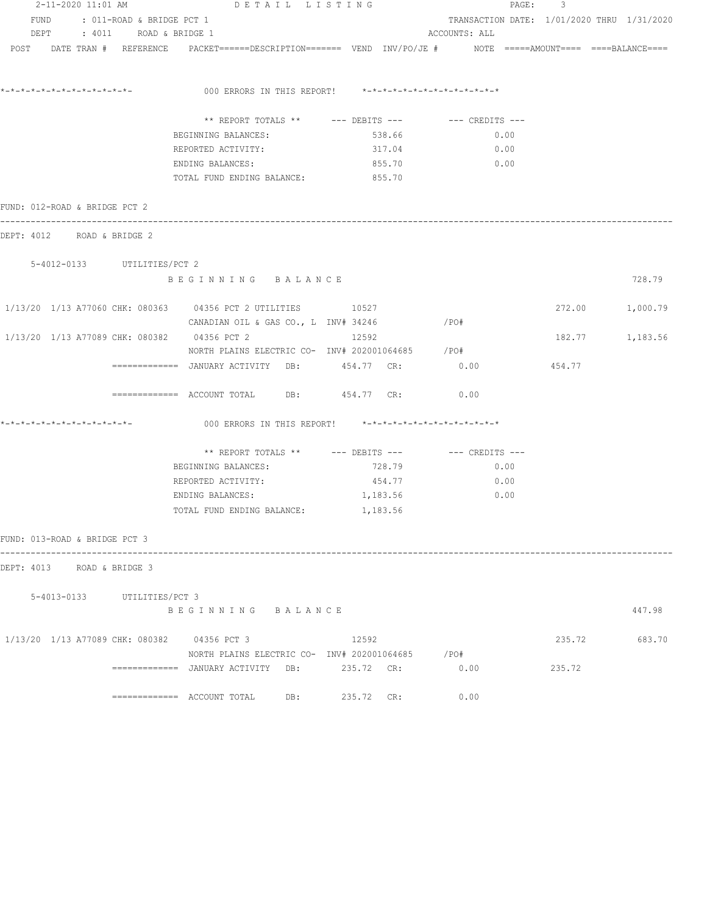2-11-2020 11:01 AM DETAIL LISTING

FUND : 011-ROAD & BRIDGE PCT 1 — TRANSACTION DATE: 1/01/2020 THRU 1/31/2020

DEPT : 4011 ROAD & BRIDGE 1 — ACCOUNTS: ALL

POST DATE TRAN # REFERENCE PACKET======DESCRIPTION======= VEND INV/PO/JE # NOTE =====AMOUNT==== ====BALANCE====

```
*-*-*-*-*-*-*-*-*-*-*-*-*-            000 ERRORS IN THIS REPORT!    *-*-*-*-*-*-*-*-*-*-*-*-*-*

                          ** REPORT TOTALS **      --- DEBITS ---         --- CREDITS ---
                       BEGINNING BALANCES:                538.66                 0.00
                       REPORTED ACTIVITY:                 317.04                 0.00
                       ENDING BALANCES:                   855.70                 0.00
                       TOTAL FUND ENDING BALANCE:         855.70
```

FUND: 012-ROAD & BRIDGE PCT 2

DEPT: 4012 ROAD & BRIDGE 2

```
    5-4012-0133      UTILITIES/PCT 2
                       B E G I N N I N G   B A L A N C E                                                   728.79

 1/13/20  1/13 A77060 CHK: 080363    04356 PCT 2 UTILITIES        10527                              272.00       1,000.79
                         CANADIAN OIL & GAS CO., L  INV# 34246            /PO#
 1/13/20  1/13 A77089 CHK: 080382    04356 PCT 2                  12592                              182.77       1,183.56
                         NORTH PLAINS ELECTRIC CO-  INV# 202001064685     /PO#
              =============  JANUARY ACTIVITY   DB:        454.77  CR:          0.00            454.77

              =============  ACCOUNT TOTAL      DB:        454.77  CR:          0.00

*-*-*-*-*-*-*-*-*-*-*-*-*-            000 ERRORS IN THIS REPORT!    *-*-*-*-*-*-*-*-*-*-*-*-*-*

                          ** REPORT TOTALS **      --- DEBITS ---         --- CREDITS ---
                       BEGINNING BALANCES:                728.79                 0.00
                       REPORTED ACTIVITY:                 454.77                 0.00
                       ENDING BALANCES:                 1,183.56                 0.00
                       TOTAL FUND ENDING BALANCE:       1,183.56
```

FUND: 013-ROAD & BRIDGE PCT 3

DEPT: 4013 ROAD & BRIDGE 3

```
    5-4013-0133      UTILITIES/PCT 3
                       B E G I N N I N G   B A L A N C E                                                   447.98

 1/13/20  1/13 A77089 CHK: 080382    04356 PCT 3                  12592                              235.72         683.70
                         NORTH PLAINS ELECTRIC CO-  INV# 202001064685     /PO#
              =============  JANUARY ACTIVITY   DB:        235.72  CR:          0.00            235.72

              =============  ACCOUNT TOTAL      DB:        235.72  CR:          0.00
```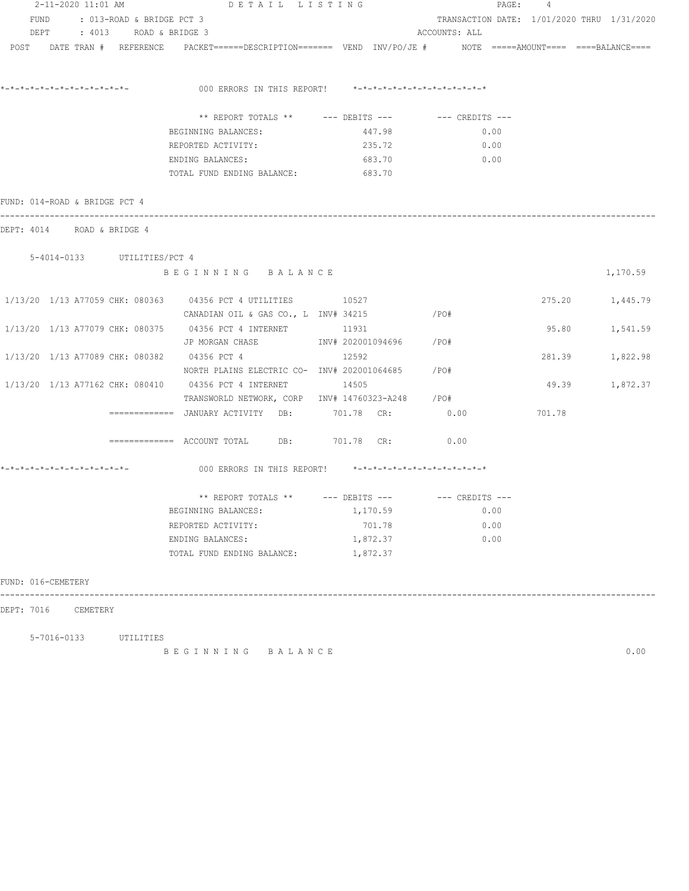2-11-2020 11:01 AM DETAIL LISTING PAGE: 4

FUND : 013-ROAD & BRIDGE PCT 3 TRANSACTION DATE: 1/01/2020 THRU 1/31/2020

DEPT : 4013 ROAD & BRIDGE 3 ACCOUNTS: ALL

POST DATE TRAN # REFERENCE PACKET======DESCRIPTION======= VEND INV/PO/JE # NOTE =====AMOUNT==== ====BALANCE====

*-*-*-*-*-*-*-*-*-*-*-*-*-*- 000 ERRORS IN THIS REPORT! *-*-*-*-*-*-*-*-*-*-*-*-*-*

| ** REPORT TOTALS ** | --- DEBITS --- | --- CREDITS --- |
|---|---|---|
| BEGINNING BALANCES: | 447.98 | 0.00 |
| REPORTED ACTIVITY: | 235.72 | 0.00 |
| ENDING BALANCES: | 683.70 | 0.00 |
| TOTAL FUND ENDING BALANCE: | 683.70 | |

FUND: 014-ROAD & BRIDGE PCT 4

DEPT: 4014 ROAD & BRIDGE 4

5-4014-0133 UTILITIES/PCT 4

B E G I N N I N G B A L A N C E 1,170.59

| POST | DATE TRAN # REFERENCE | PACKET/DESCRIPTION | VEND | INV/PO/JE # | AMOUNT | BALANCE |
|---|---|---|---|---|---|---|
| 1/13/20 | 1/13 A77059 CHK: 080363 | 04356 PCT 4 UTILITIES | 10527 | | 275.20 | 1,445.79 |
| | | CANADIAN OIL & GAS CO., L | | INV# 34215 /PO# | | |
| 1/13/20 | 1/13 A77079 CHK: 080375 | 04356 PCT 4 INTERNET | 11931 | | 95.80 | 1,541.59 |
| | | JP MORGAN CHASE | | INV# 202001094696 /PO# | | |
| 1/13/20 | 1/13 A77089 CHK: 080382 | 04356 PCT 4 | 12592 | | 281.39 | 1,822.98 |
| | | NORTH PLAINS ELECTRIC CO- | | INV# 202001064685 /PO# | | |
| 1/13/20 | 1/13 A77162 CHK: 080410 | 04356 PCT 4 INTERNET | 14505 | | 49.39 | 1,872.37 |
| | | TRANSWORLD NETWORK, CORP | | INV# 14760323-A248 /PO# | | |

============= JANUARY ACTIVITY DB: 701.78 CR: 0.00 701.78

============= ACCOUNT TOTAL DB: 701.78 CR: 0.00

*-*-*-*-*-*-*-*-*-*-*-*-*-*- 000 ERRORS IN THIS REPORT! *-*-*-*-*-*-*-*-*-*-*-*-*-*

| ** REPORT TOTALS ** | --- DEBITS --- | --- CREDITS --- |
|---|---|---|
| BEGINNING BALANCES: | 1,170.59 | 0.00 |
| REPORTED ACTIVITY: | 701.78 | 0.00 |
| ENDING BALANCES: | 1,872.37 | 0.00 |
| TOTAL FUND ENDING BALANCE: | 1,872.37 | |

FUND: 016-CEMETERY

DEPT: 7016 CEMETERY

5-7016-0133 UTILITIES

B E G I N N I N G B A L A N C E 0.00